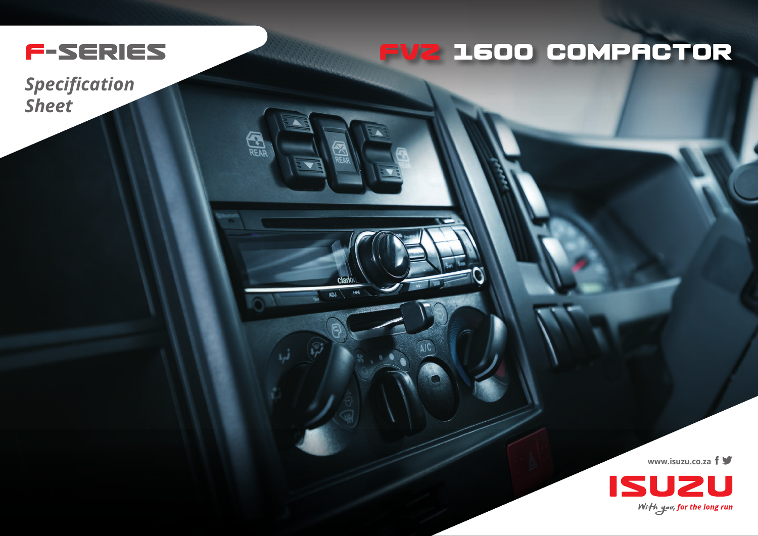# F-SERIES

*Specification Sheet*

# FVZ 1600 COMPACTOR

www.isuzu.co.za

ISUZU

*With you, for the long run*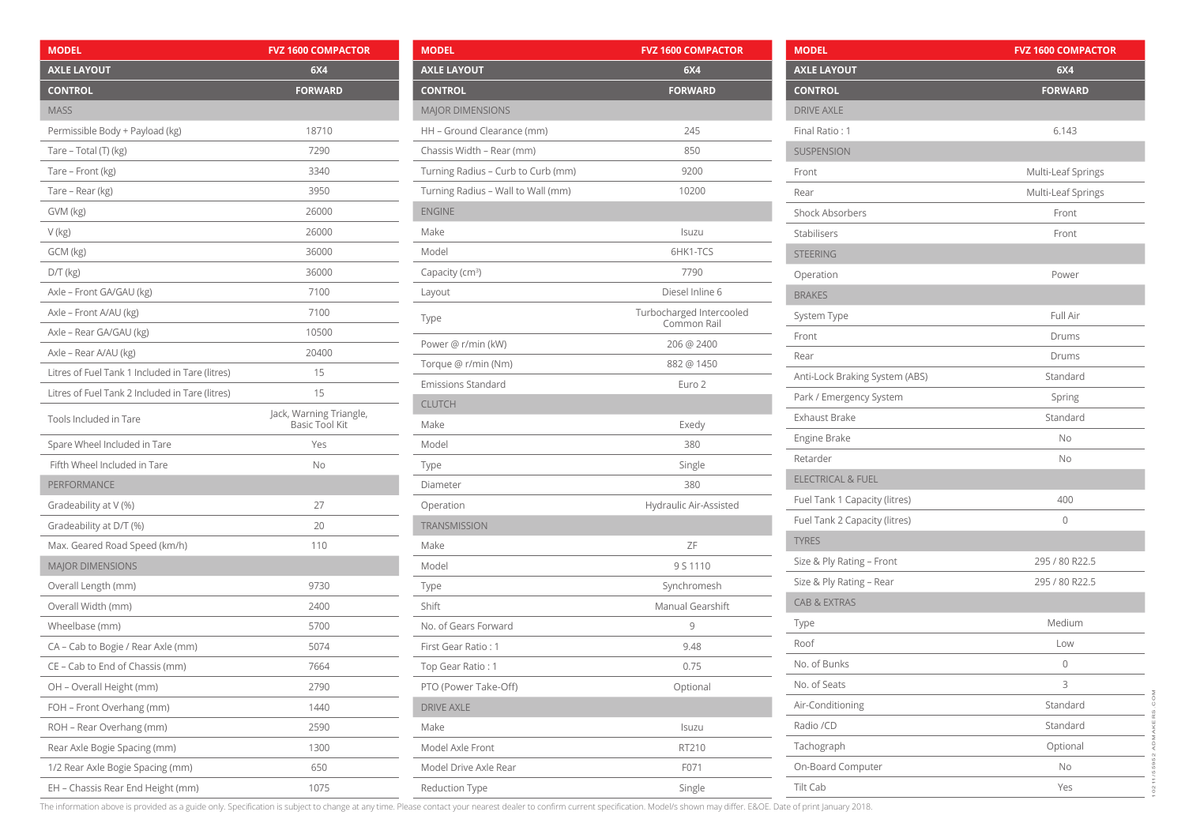| MODEL | FVZ 1600 COMPACTOR |
|---|---|
| AXLE LAYOUT | 6X4 |
| CONTROL | FORWARD |
| MASS | |
| Permissible Body + Payload (kg) | 18710 |
| Tare – Total (T) (kg) | 7290 |
| Tare – Front (kg) | 3340 |
| Tare – Rear (kg) | 3950 |
| GVM (kg) | 26000 |
| V (kg) | 26000 |
| GCM (kg) | 36000 |
| D/T (kg) | 36000 |
| Axle – Front GA/GAU (kg) | 7100 |
| Axle – Front A/AU (kg) | 7100 |
| Axle – Rear GA/GAU (kg) | 10500 |
| Axle – Rear A/AU (kg) | 20400 |
| Litres of Fuel Tank 1 Included in Tare (litres) | 15 |
| Litres of Fuel Tank 2 Included in Tare (litres) | 15 |
| Tools Included in Tare | Jack, Warning Triangle, Basic Tool Kit |
| Spare Wheel Included in Tare | Yes |
| Fifth Wheel Included in Tare | No |
| PERFORMANCE | |
| Gradeability at V (%) | 27 |
| Gradeability at D/T (%) | 20 |
| Max. Geared Road Speed (km/h) | 110 |
| MAJOR DIMENSIONS | |
| Overall Length (mm) | 9730 |
| Overall Width (mm) | 2400 |
| Wheelbase (mm) | 5700 |
| CA – Cab to Bogie / Rear Axle (mm) | 5074 |
| CE – Cab to End of Chassis (mm) | 7664 |
| OH – Overall Height (mm) | 2790 |
| FOH – Front Overhang (mm) | 1440 |
| ROH – Rear Overhang (mm) | 2590 |
| Rear Axle Bogie Spacing (mm) | 1300 |
| 1/2 Rear Axle Bogie Spacing (mm) | 650 |
| EH – Chassis Rear End Height (mm) | 1075 |

| MODEL | FVZ 1600 COMPACTOR |
|---|---|
| AXLE LAYOUT | 6X4 |
| CONTROL | FORWARD |
| MAJOR DIMENSIONS | |
| HH – Ground Clearance (mm) | 245 |
| Chassis Width – Rear (mm) | 850 |
| Turning Radius – Curb to Curb (mm) | 9200 |
| Turning Radius – Wall to Wall (mm) | 10200 |
| ENGINE | |
| Make | Isuzu |
| Model | 6HK1-TCS |
| Capacity (cm³) | 7790 |
| Layout | Diesel Inline 6 |
| Type | Turbocharged Intercooled Common Rail |
| Power @ r/min (kW) | 206 @ 2400 |
| Torque @ r/min (Nm) | 882 @ 1450 |
| Emissions Standard | Euro 2 |
| CLUTCH | |
| Make | Exedy |
| Model | 380 |
| Type | Single |
| Diameter | 380 |
| Operation | Hydraulic Air-Assisted |
| TRANSMISSION | |
| Make | ZF |
| Model | 9 S 1110 |
| Type | Synchromesh |
| Shift | Manual Gearshift |
| No. of Gears Forward | 9 |
| First Gear Ratio : 1 | 9.48 |
| Top Gear Ratio : 1 | 0.75 |
| PTO (Power Take-Off) | Optional |
| DRIVE AXLE | |
| Make | Isuzu |
| Model Axle Front | RT210 |
| Model Drive Axle Rear | F071 |
| Reduction Type | Single |

| MODEL | FVZ 1600 COMPACTOR |
|---|---|
| AXLE LAYOUT | 6X4 |
| CONTROL | FORWARD |
| DRIVE AXLE | |
| Final Ratio : 1 | 6.143 |
| SUSPENSION | |
| Front | Multi-Leaf Springs |
| Rear | Multi-Leaf Springs |
| Shock Absorbers | Front |
| Stabilisers | Front |
| STEERING | |
| Operation | Power |
| BRAKES | |
| System Type | Full Air |
| Front | Drums |
| Rear | Drums |
| Anti-Lock Braking System (ABS) | Standard |
| Park / Emergency System | Spring |
| Exhaust Brake | Standard |
| Engine Brake | No |
| Retarder | No |
| ELECTRICAL & FUEL | |
| Fuel Tank 1 Capacity (litres) | 400 |
| Fuel Tank 2 Capacity (litres) | 0 |
| TYRES | |
| Size & Ply Rating – Front | 295 / 80 R22.5 |
| Size & Ply Rating – Rear | 295 / 80 R22.5 |
| CAB & EXTRAS | |
| Type | Medium |
| Roof | Low |
| No. of Bunks | 0 |
| No. of Seats | 3 |
| Air-Conditioning | Standard |
| Radio /CD | Standard |
| Tachograph | Optional |
| On-Board Computer | No |
| Tilt Cab | Yes |

The information above is provided as a guide only. Specification is subject to change at any time. Please contact your nearest dealer to confirm current specification. Model/s shown may differ. E&OE. Date of print January 2018.